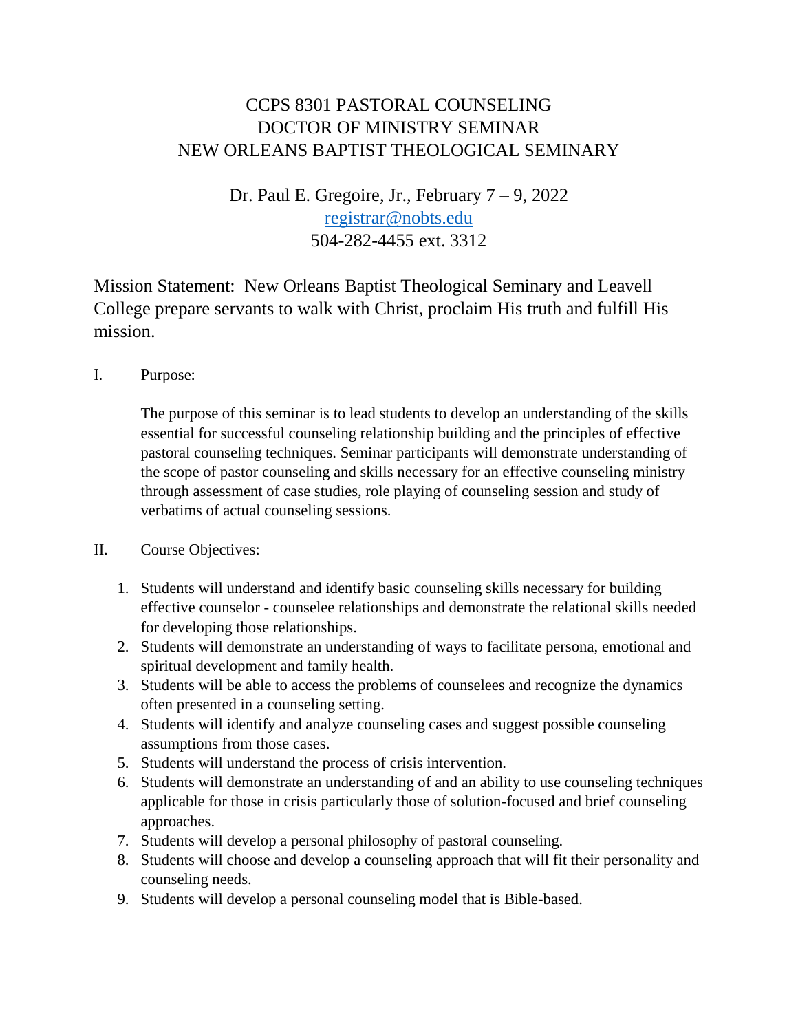# CCPS 8301 PASTORAL COUNSELING
# DOCTOR OF MINISTRY SEMINAR
# NEW ORLEANS BAPTIST THEOLOGICAL SEMINARY

Dr. Paul E. Gregoire, Jr., February 7 – 9, 2022
registrar@nobts.edu
504-282-4455 ext. 3312

Mission Statement: New Orleans Baptist Theological Seminary and Leavell College prepare servants to walk with Christ, proclaim His truth and fulfill His mission.

I. Purpose:

The purpose of this seminar is to lead students to develop an understanding of the skills essential for successful counseling relationship building and the principles of effective pastoral counseling techniques. Seminar participants will demonstrate understanding of the scope of pastor counseling and skills necessary for an effective counseling ministry through assessment of case studies, role playing of counseling session and study of verbatims of actual counseling sessions.

II. Course Objectives:

1. Students will understand and identify basic counseling skills necessary for building effective counselor - counselee relationships and demonstrate the relational skills needed for developing those relationships.
2. Students will demonstrate an understanding of ways to facilitate persona, emotional and spiritual development and family health.
3. Students will be able to access the problems of counselees and recognize the dynamics often presented in a counseling setting.
4. Students will identify and analyze counseling cases and suggest possible counseling assumptions from those cases.
5. Students will understand the process of crisis intervention.
6. Students will demonstrate an understanding of and an ability to use counseling techniques applicable for those in crisis particularly those of solution-focused and brief counseling approaches.
7. Students will develop a personal philosophy of pastoral counseling.
8. Students will choose and develop a counseling approach that will fit their personality and counseling needs.
9. Students will develop a personal counseling model that is Bible-based.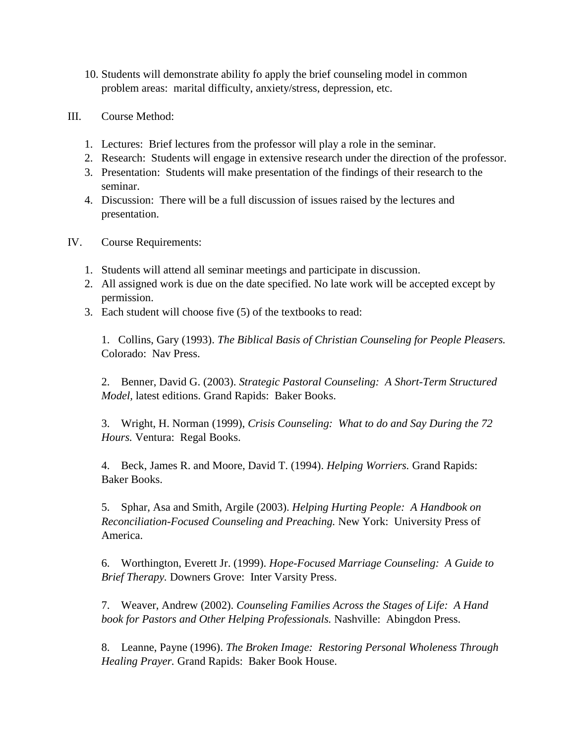10. Students will demonstrate ability fo apply the brief counseling model in common problem areas: marital difficulty, anxiety/stress, depression, etc.

III. Course Method:

1. Lectures: Brief lectures from the professor will play a role in the seminar.
2. Research: Students will engage in extensive research under the direction of the professor.
3. Presentation: Students will make presentation of the findings of their research to the seminar.
4. Discussion: There will be a full discussion of issues raised by the lectures and presentation.

IV. Course Requirements:

1. Students will attend all seminar meetings and participate in discussion.
2. All assigned work is due on the date specified. No late work will be accepted except by permission.
3. Each student will choose five (5) of the textbooks to read:

   1. Collins, Gary (1993). *The Biblical Basis of Christian Counseling for People Pleasers.* Colorado: Nav Press.

   2. Benner, David G. (2003). *Strategic Pastoral Counseling: A Short-Term Structured Model,* latest editions. Grand Rapids: Baker Books.

   3. Wright, H. Norman (1999), *Crisis Counseling: What to do and Say During the 72 Hours.* Ventura: Regal Books.

   4. Beck, James R. and Moore, David T. (1994). *Helping Worriers.* Grand Rapids: Baker Books.

   5. Sphar, Asa and Smith, Argile (2003). *Helping Hurting People: A Handbook on Reconciliation-Focused Counseling and Preaching.* New York: University Press of America.

   6. Worthington, Everett Jr. (1999). *Hope-Focused Marriage Counseling: A Guide to Brief Therapy.* Downers Grove: Inter Varsity Press.

   7. Weaver, Andrew (2002). *Counseling Families Across the Stages of Life: A Hand book for Pastors and Other Helping Professionals.* Nashville: Abingdon Press.

   8. Leanne, Payne (1996). *The Broken Image: Restoring Personal Wholeness Through Healing Prayer.* Grand Rapids: Baker Book House.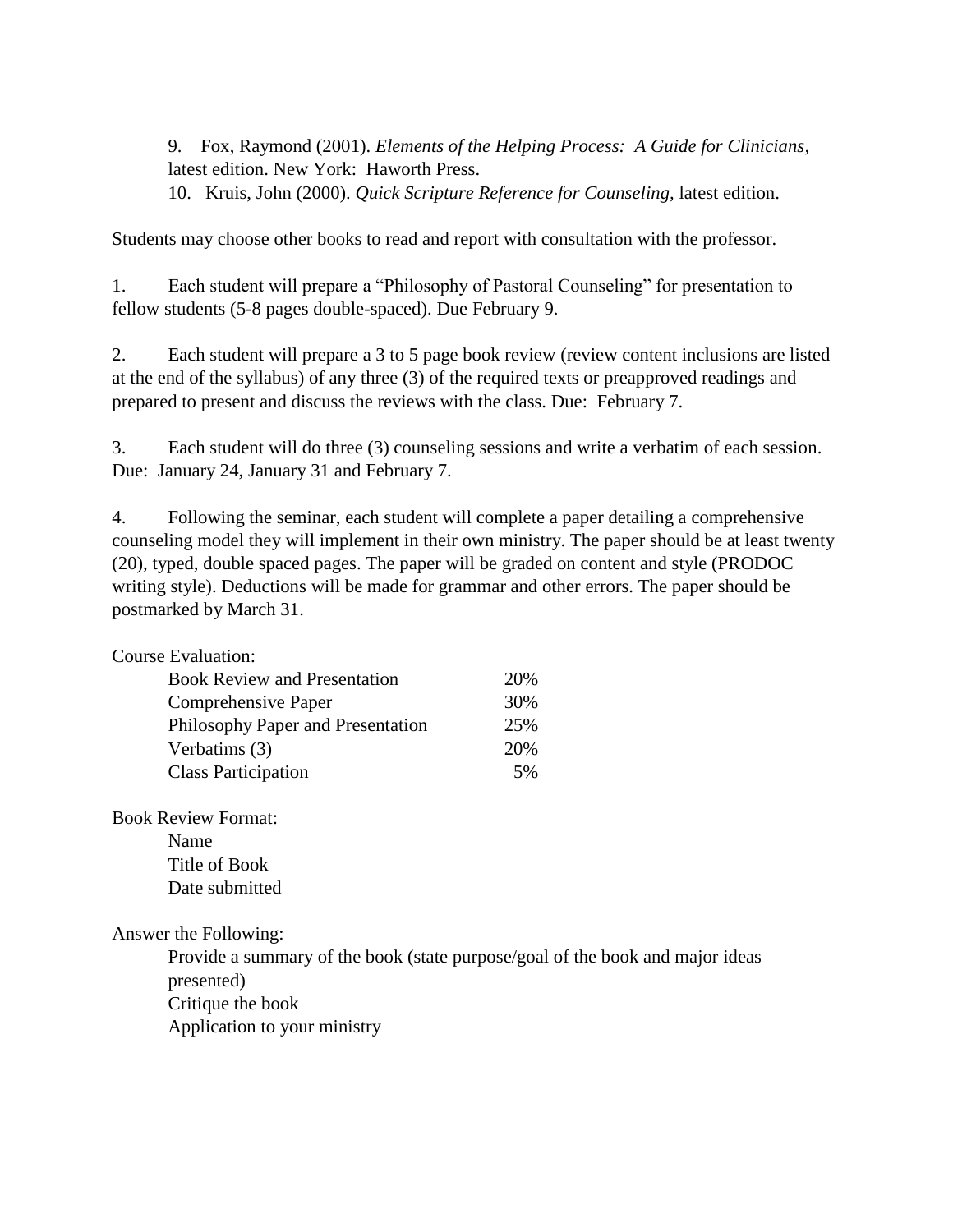9. Fox, Raymond (2001). *Elements of the Helping Process: A Guide for Clinicians*, latest edition. New York: Haworth Press.

10. Kruis, John (2000). *Quick Scripture Reference for Counseling*, latest edition.

Students may choose other books to read and report with consultation with the professor.

1. Each student will prepare a "Philosophy of Pastoral Counseling" for presentation to fellow students (5-8 pages double-spaced). Due February 9.

2. Each student will prepare a 3 to 5 page book review (review content inclusions are listed at the end of the syllabus) of any three (3) of the required texts or preapproved readings and prepared to present and discuss the reviews with the class. Due: February 7.

3. Each student will do three (3) counseling sessions and write a verbatim of each session. Due: January 24, January 31 and February 7.

4. Following the seminar, each student will complete a paper detailing a comprehensive counseling model they will implement in their own ministry. The paper should be at least twenty (20), typed, double spaced pages. The paper will be graded on content and style (PRODOC writing style). Deductions will be made for grammar and other errors. The paper should be postmarked by March 31.

Course Evaluation:

| | |
|---|---|
| Book Review and Presentation | 20% |
| Comprehensive Paper | 30% |
| Philosophy Paper and Presentation | 25% |
| Verbatims (3) | 20% |
| Class Participation | 5% |

Book Review Format:

- Name
- Title of Book
- Date submitted

Answer the Following:

- Provide a summary of the book (state purpose/goal of the book and major ideas presented)
- Critique the book
- Application to your ministry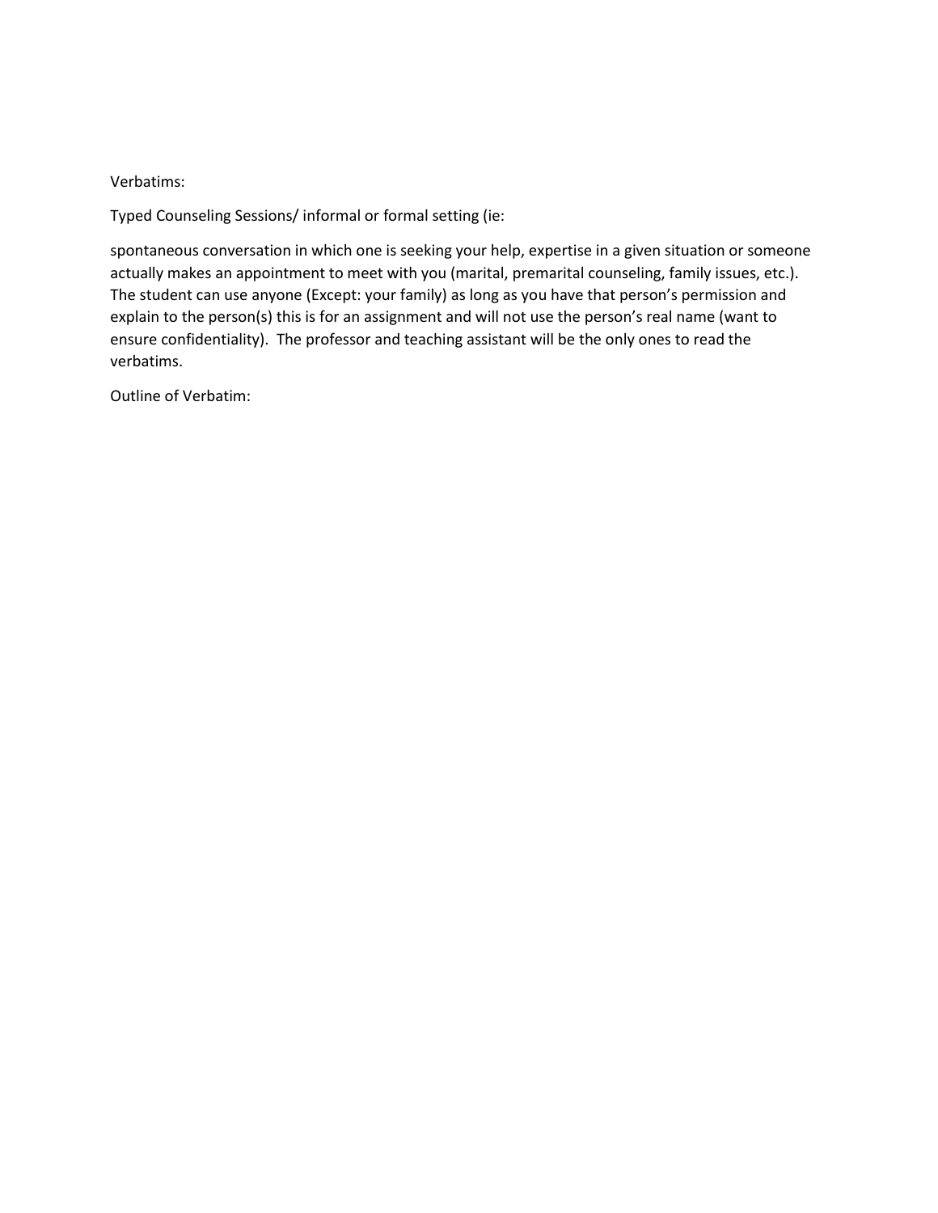Verbatims:

Typed Counseling Sessions/ informal or formal setting (ie:

spontaneous conversation in which one is seeking your help, expertise in a given situation or someone actually makes an appointment to meet with you (marital, premarital counseling, family issues, etc.). The student can use anyone (Except: your family) as long as you have that person's permission and explain to the person(s) this is for an assignment and will not use the person's real name (want to ensure confidentiality). The professor and teaching assistant will be the only ones to read the verbatims.

Outline of Verbatim: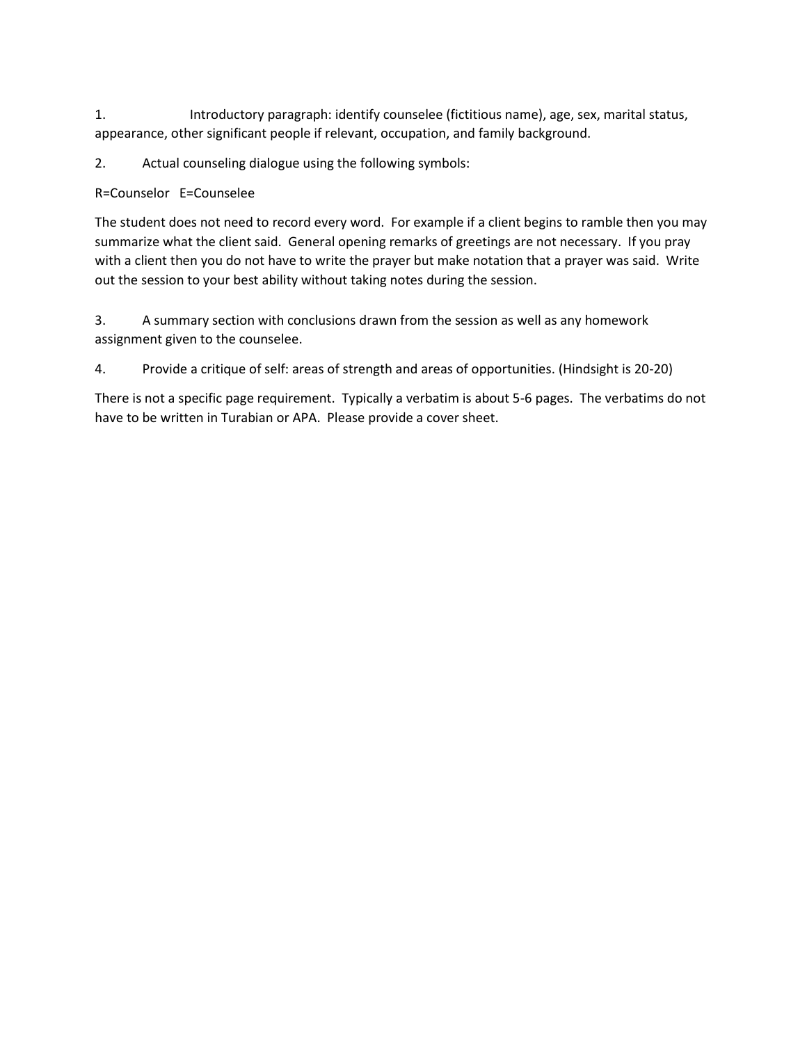1. Introductory paragraph: identify counselee (fictitious name), age, sex, marital status, appearance, other significant people if relevant, occupation, and family background.

2. Actual counseling dialogue using the following symbols:

R=Counselor E=Counselee

The student does not need to record every word. For example if a client begins to ramble then you may summarize what the client said. General opening remarks of greetings are not necessary. If you pray with a client then you do not have to write the prayer but make notation that a prayer was said. Write out the session to your best ability without taking notes during the session.

3. A summary section with conclusions drawn from the session as well as any homework assignment given to the counselee.

4. Provide a critique of self: areas of strength and areas of opportunities. (Hindsight is 20-20)

There is not a specific page requirement. Typically a verbatim is about 5-6 pages. The verbatims do not have to be written in Turabian or APA. Please provide a cover sheet.